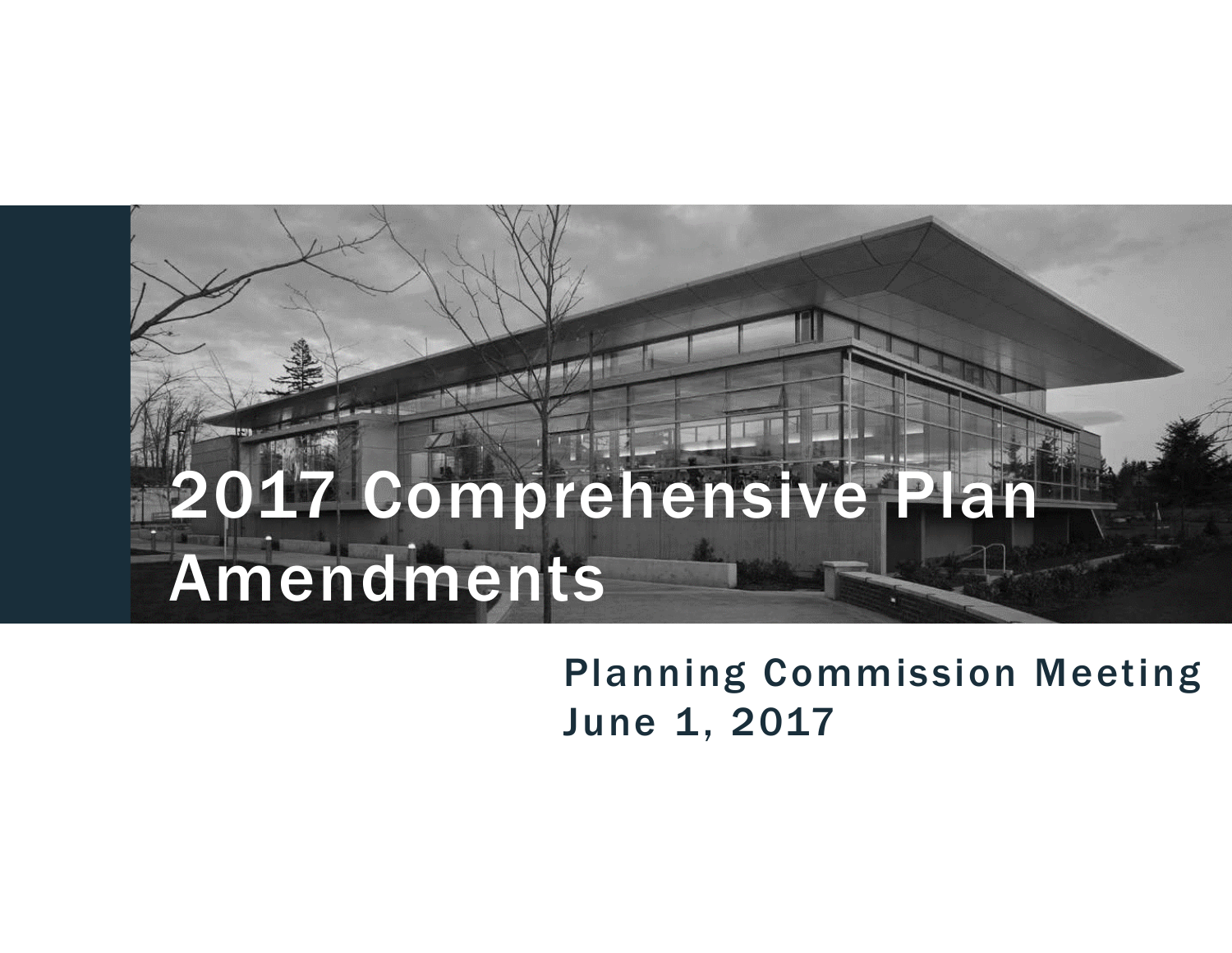# 2017 Comprehensive Plan Amendments

Planning Commission Meeting
June 1, 2017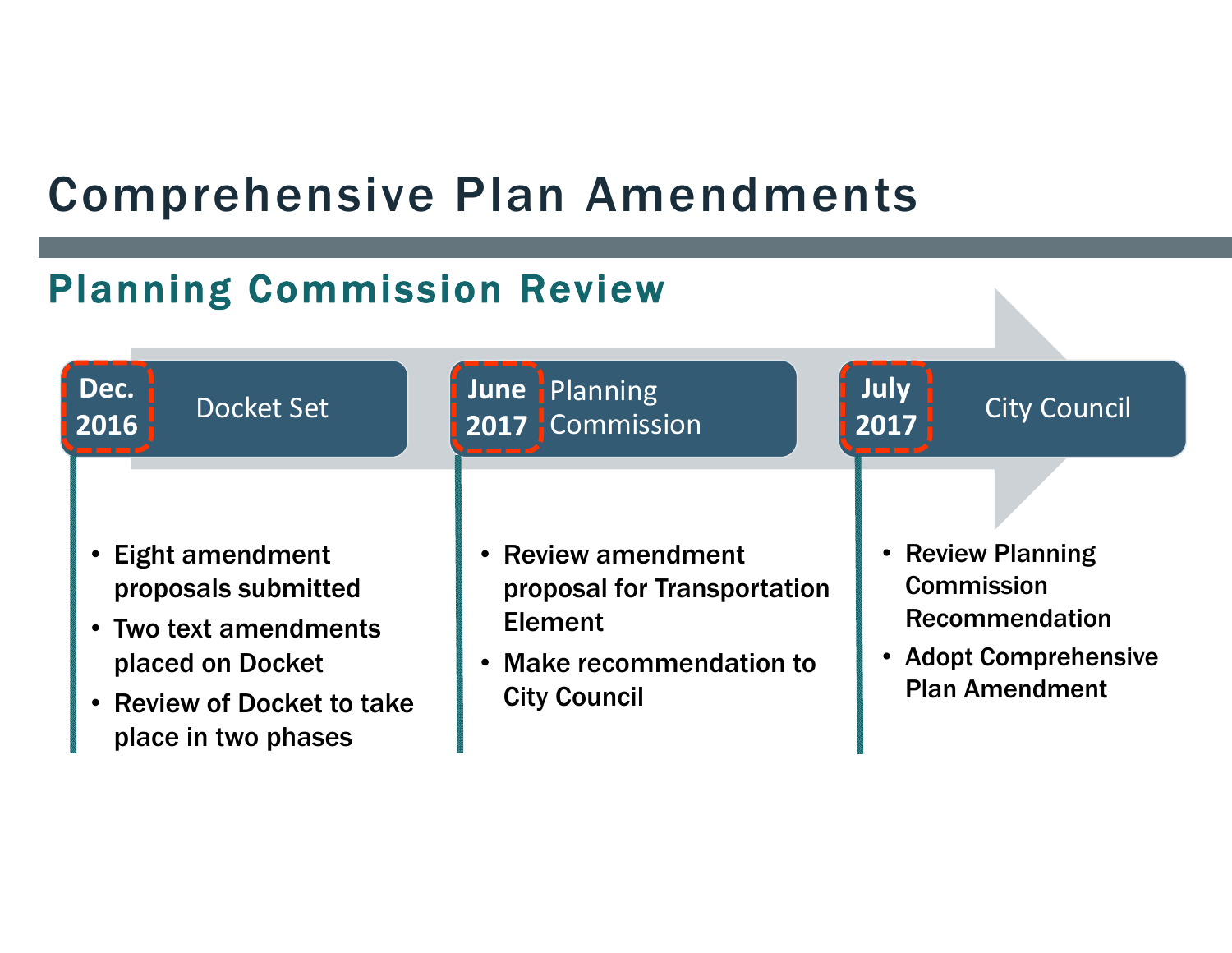# Comprehensive Plan Amendments

## Planning Commission Review

### Dec. 2016 — Docket Set

- Eight amendment proposals submitted
- Two text amendments placed on Docket
- Review of Docket to take place in two phases

### June 2017 — Planning Commission

- Review amendment proposal for Transportation Element
- Make recommendation to City Council

### July 2017 — City Council

- Review Planning Commission Recommendation
- Adopt Comprehensive Plan Amendment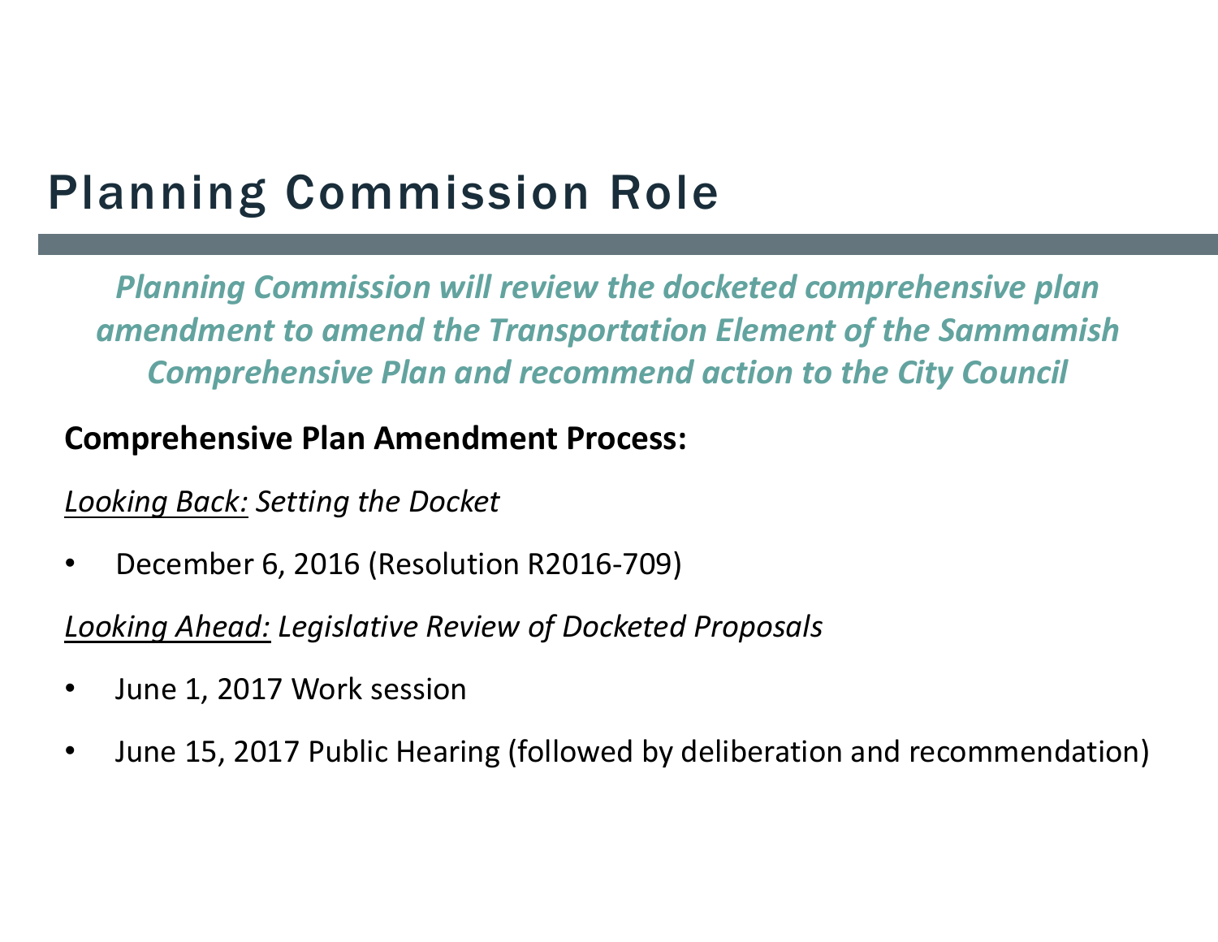# Planning Commission Role

***Planning Commission will review the docketed comprehensive plan amendment to amend the Transportation Element of the Sammamish Comprehensive Plan and recommend action to the City Council***

**Comprehensive Plan Amendment Process:**

*Looking Back: Setting the Docket*

- December 6, 2016 (Resolution R2016-709)

*Looking Ahead: Legislative Review of Docketed Proposals*

- June 1, 2017 Work session
- June 15, 2017 Public Hearing (followed by deliberation and recommendation)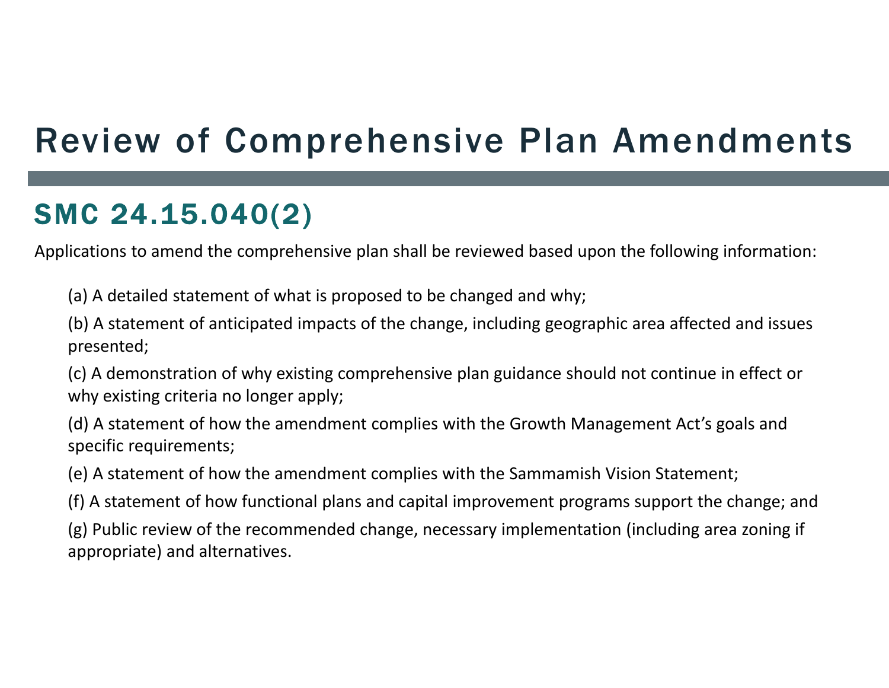# Review of Comprehensive Plan Amendments

## SMC 24.15.040(2)

Applications to amend the comprehensive plan shall be reviewed based upon the following information:

(a) A detailed statement of what is proposed to be changed and why;

(b) A statement of anticipated impacts of the change, including geographic area affected and issues presented;

(c) A demonstration of why existing comprehensive plan guidance should not continue in effect or why existing criteria no longer apply;

(d) A statement of how the amendment complies with the Growth Management Act's goals and specific requirements;

(e) A statement of how the amendment complies with the Sammamish Vision Statement;

(f) A statement of how functional plans and capital improvement programs support the change; and

(g) Public review of the recommended change, necessary implementation (including area zoning if appropriate) and alternatives.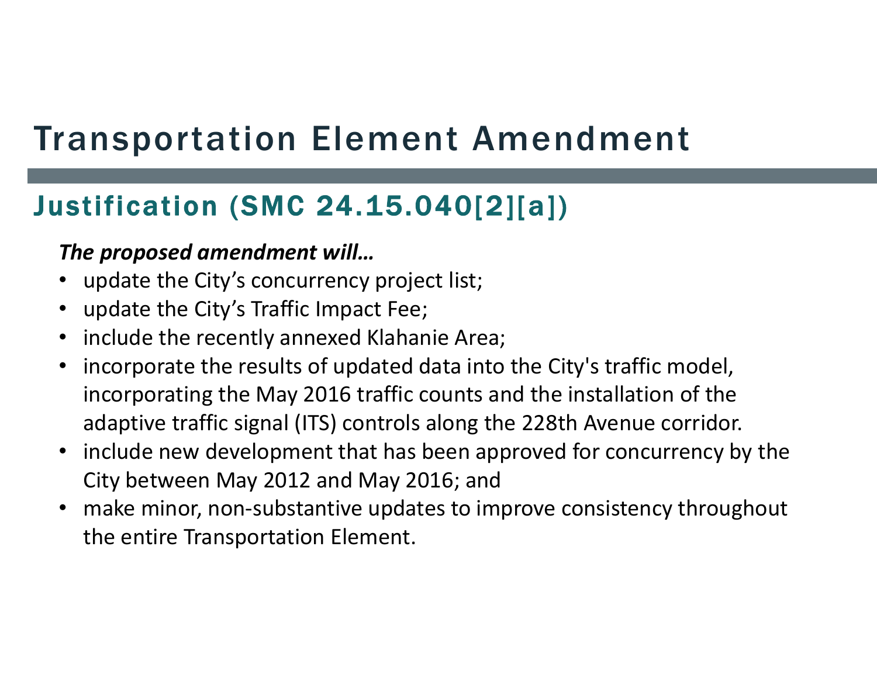# Transportation Element Amendment

## Justification (SMC 24.15.040[2][a])

***The proposed amendment will…***

- update the City's concurrency project list;
- update the City's Traffic Impact Fee;
- include the recently annexed Klahanie Area;
- incorporate the results of updated data into the City's traffic model, incorporating the May 2016 traffic counts and the installation of the adaptive traffic signal (ITS) controls along the 228th Avenue corridor.
- include new development that has been approved for concurrency by the City between May 2012 and May 2016; and
- make minor, non-substantive updates to improve consistency throughout the entire Transportation Element.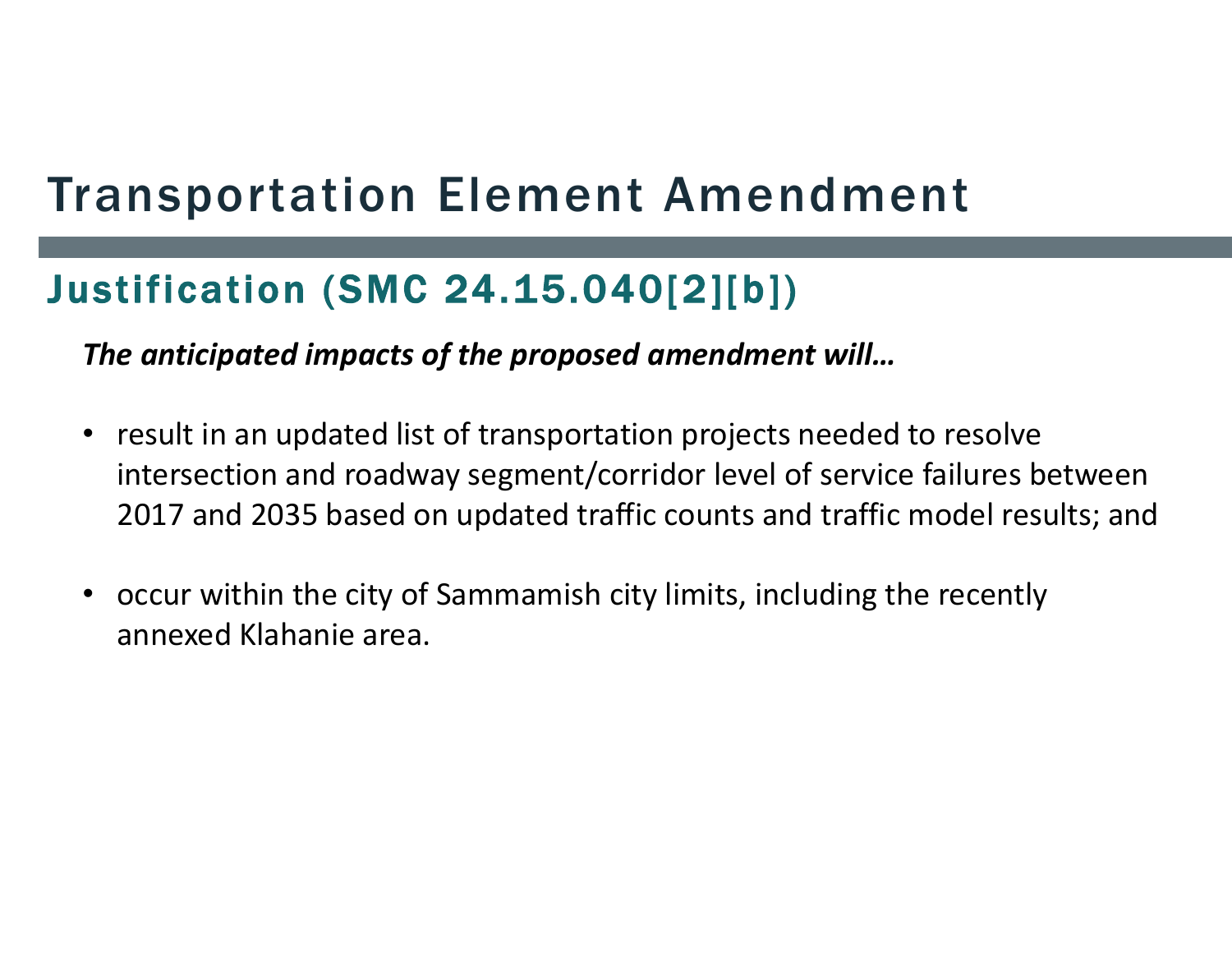# Transportation Element Amendment

## Justification (SMC 24.15.040[2][b])

***The anticipated impacts of the proposed amendment will…***

- result in an updated list of transportation projects needed to resolve intersection and roadway segment/corridor level of service failures between 2017 and 2035 based on updated traffic counts and traffic model results; and
- occur within the city of Sammamish city limits, including the recently annexed Klahanie area.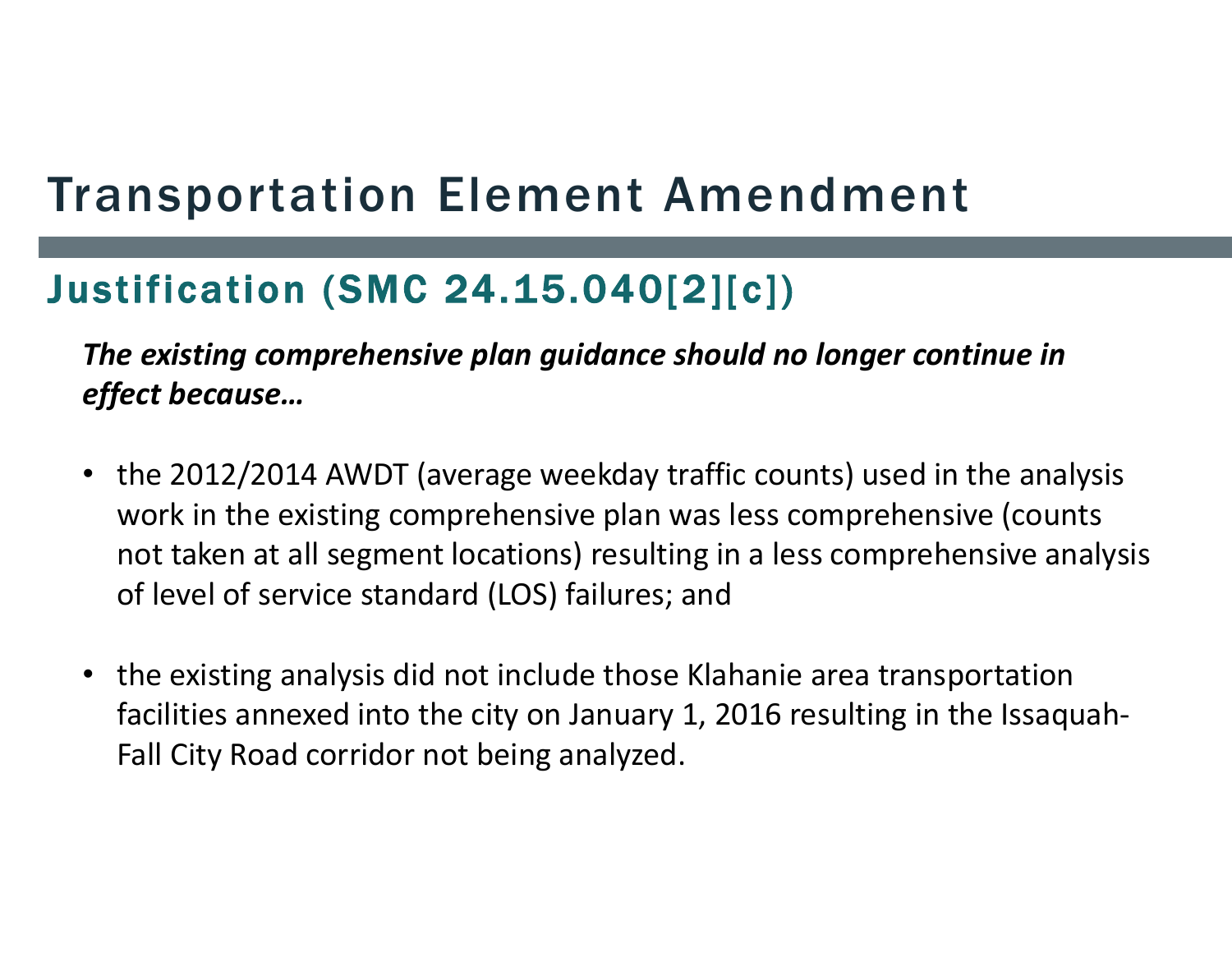# Transportation Element Amendment

## Justification (SMC 24.15.040[2][c])

***The existing comprehensive plan guidance should no longer continue in effect because…***

- the 2012/2014 AWDT (average weekday traffic counts) used in the analysis work in the existing comprehensive plan was less comprehensive (counts not taken at all segment locations) resulting in a less comprehensive analysis of level of service standard (LOS) failures; and

- the existing analysis did not include those Klahanie area transportation facilities annexed into the city on January 1, 2016 resulting in the Issaquah-Fall City Road corridor not being analyzed.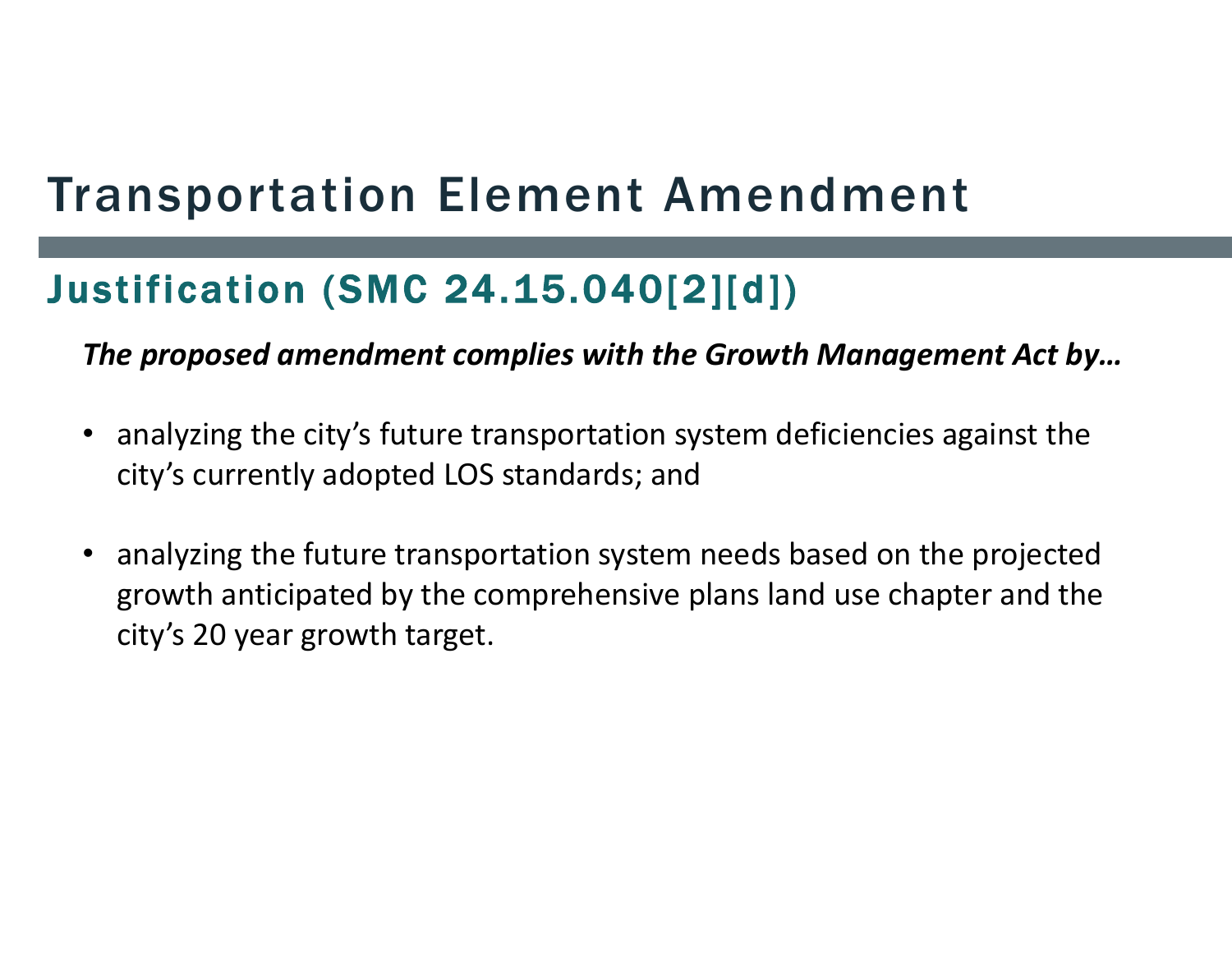# Transportation Element Amendment

## Justification (SMC 24.15.040[2][d])

***The proposed amendment complies with the Growth Management Act by…***

- analyzing the city's future transportation system deficiencies against the city's currently adopted LOS standards; and
- analyzing the future transportation system needs based on the projected growth anticipated by the comprehensive plans land use chapter and the city's 20 year growth target.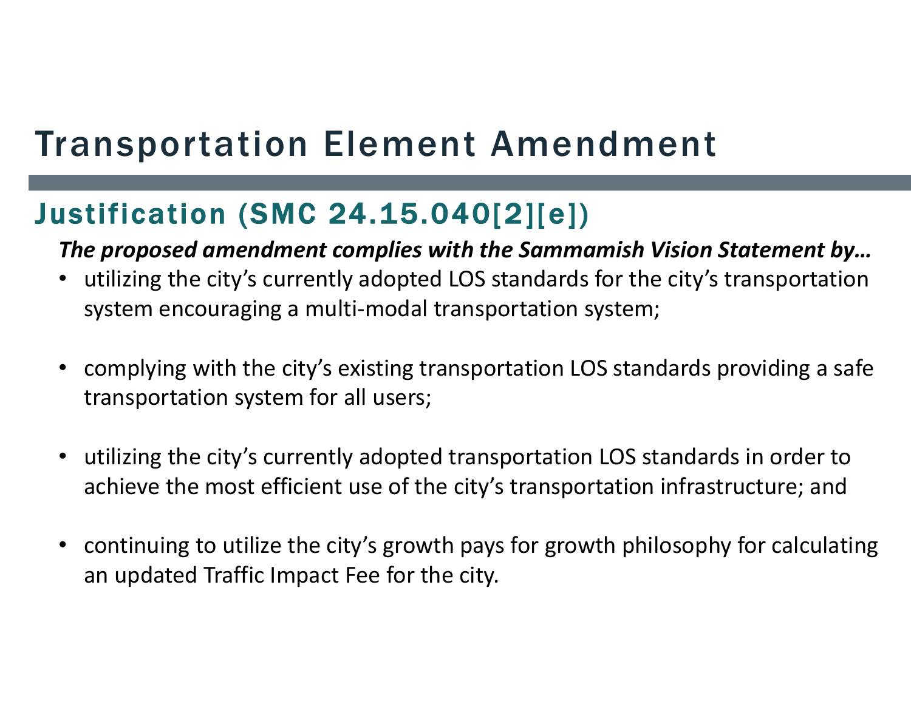# Transportation Element Amendment

## Justification (SMC 24.15.040[2][e])

***The proposed amendment complies with the Sammamish Vision Statement by…***

- utilizing the city's currently adopted LOS standards for the city's transportation system encouraging a multi-modal transportation system;
- complying with the city's existing transportation LOS standards providing a safe transportation system for all users;
- utilizing the city's currently adopted transportation LOS standards in order to achieve the most efficient use of the city's transportation infrastructure; and
- continuing to utilize the city's growth pays for growth philosophy for calculating an updated Traffic Impact Fee for the city.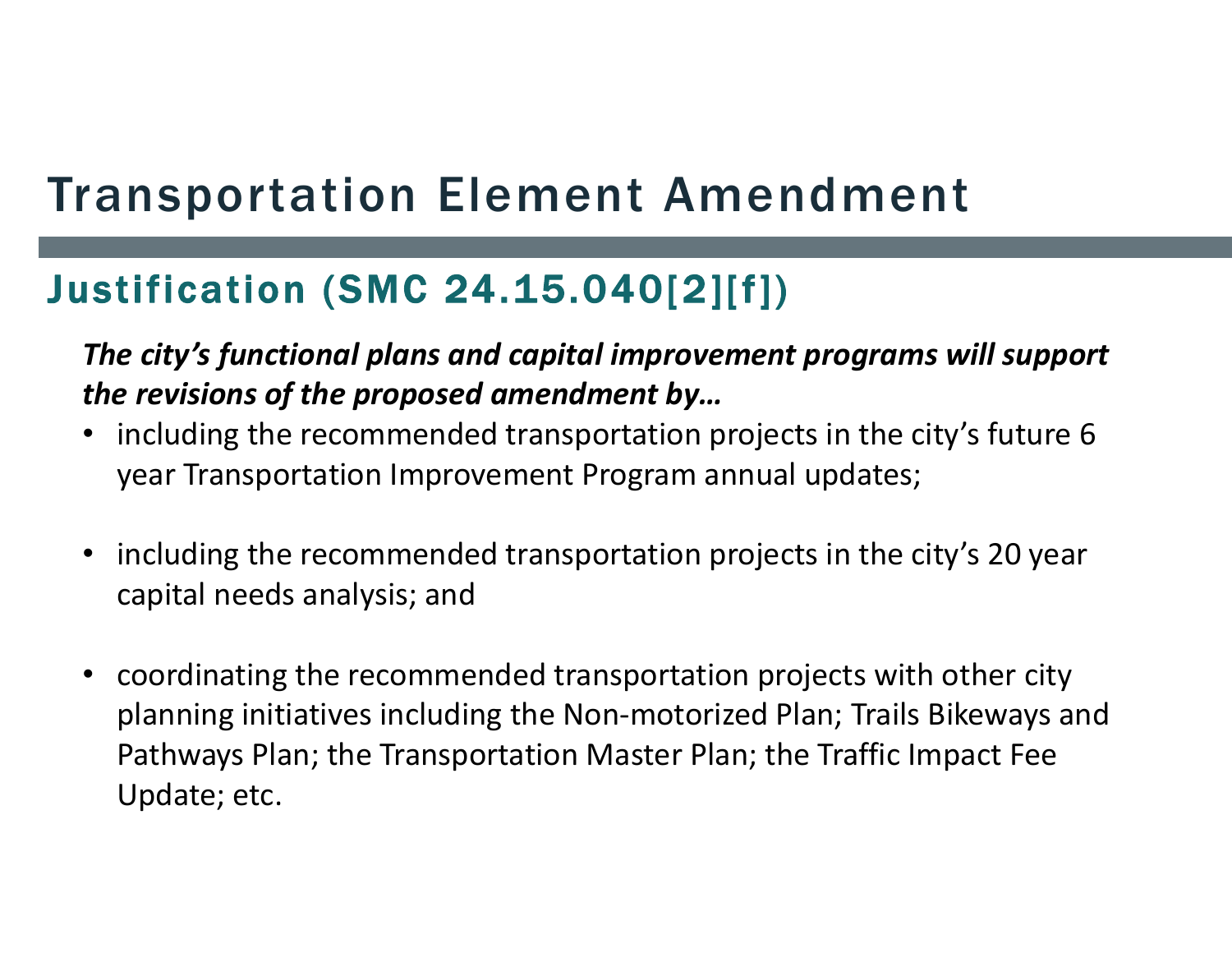# Transportation Element Amendment

## Justification (SMC 24.15.040[2][f])

***The city's functional plans and capital improvement programs will support the revisions of the proposed amendment by…***

- including the recommended transportation projects in the city's future 6 year Transportation Improvement Program annual updates;
- including the recommended transportation projects in the city's 20 year capital needs analysis; and
- coordinating the recommended transportation projects with other city planning initiatives including the Non-motorized Plan; Trails Bikeways and Pathways Plan; the Transportation Master Plan; the Traffic Impact Fee Update; etc.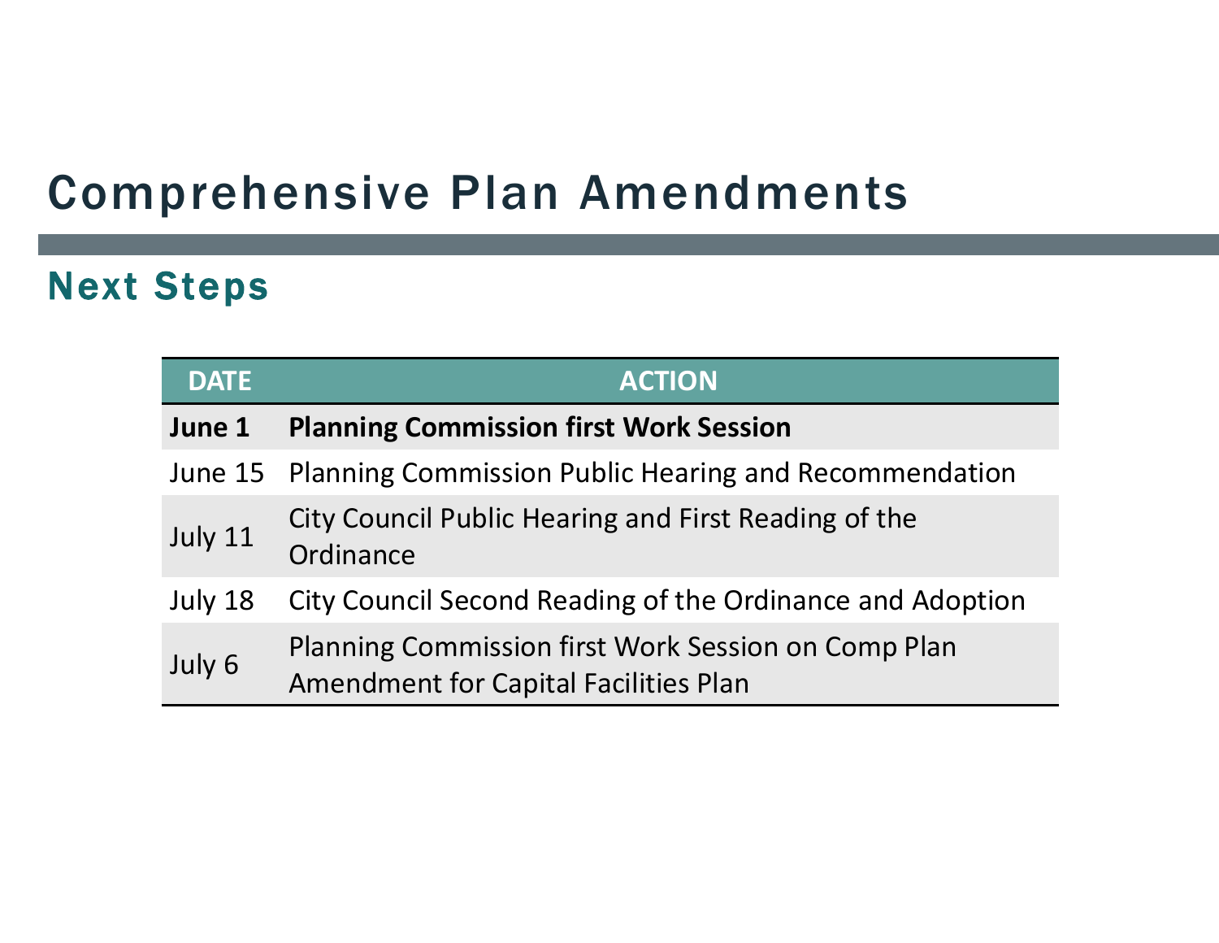# Comprehensive Plan Amendments

## Next Steps

| DATE | ACTION |
|---|---|
| **June 1** | **Planning Commission first Work Session** |
| June 15 | Planning Commission Public Hearing and Recommendation |
| July 11 | City Council Public Hearing and First Reading of the Ordinance |
| July 18 | City Council Second Reading of the Ordinance and Adoption |
| July 6 | Planning Commission first Work Session on Comp Plan Amendment for Capital Facilities Plan |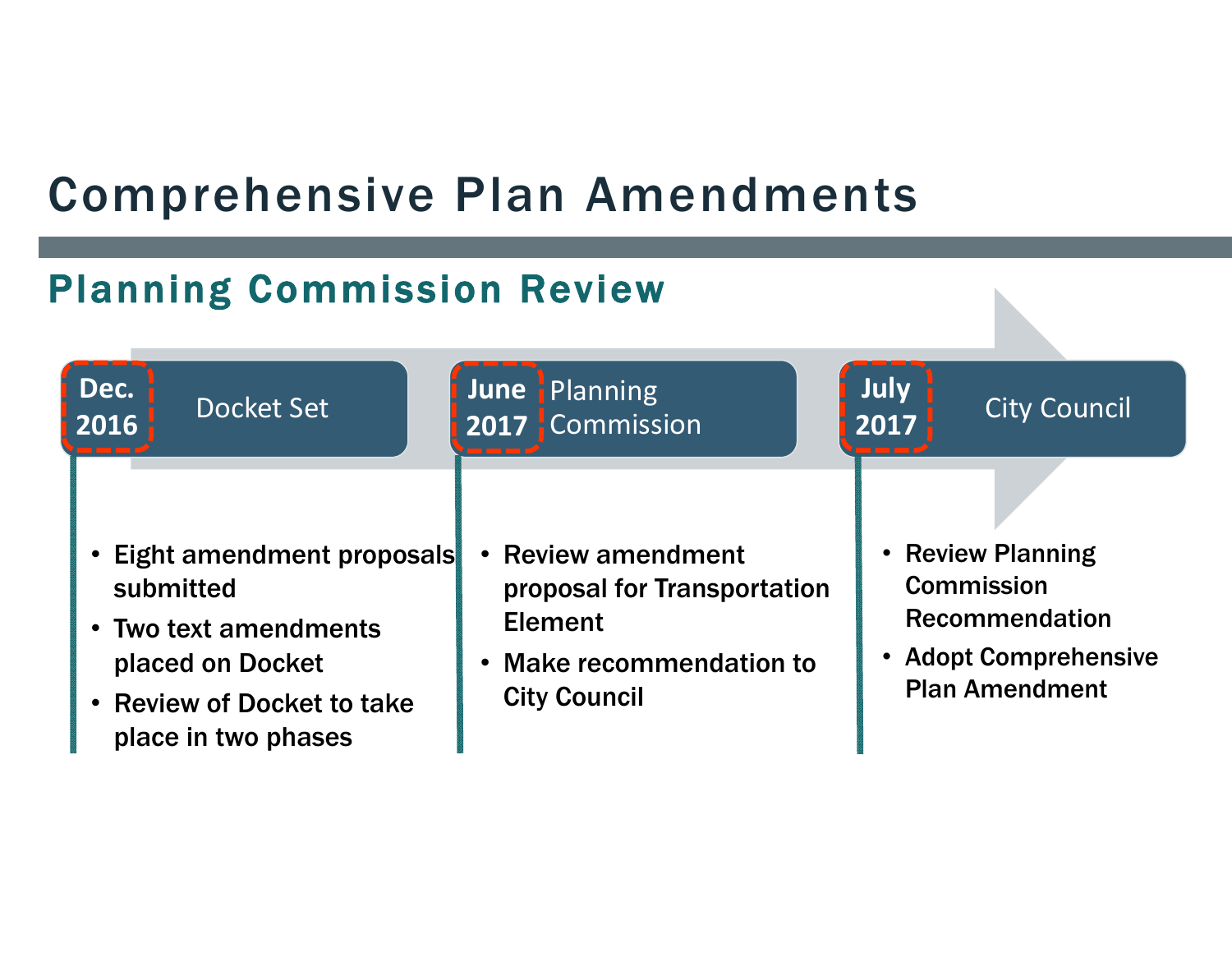# Comprehensive Plan Amendments

## Planning Commission Review

**Dec. 2016** Docket Set

- Eight amendment proposals submitted
- Two text amendments placed on Docket
- Review of Docket to take place in two phases

**June 2017** Planning Commission

- Review amendment proposal for Transportation Element
- Make recommendation to City Council

**July 2017** City Council

- Review Planning Commission Recommendation
- Adopt Comprehensive Plan Amendment